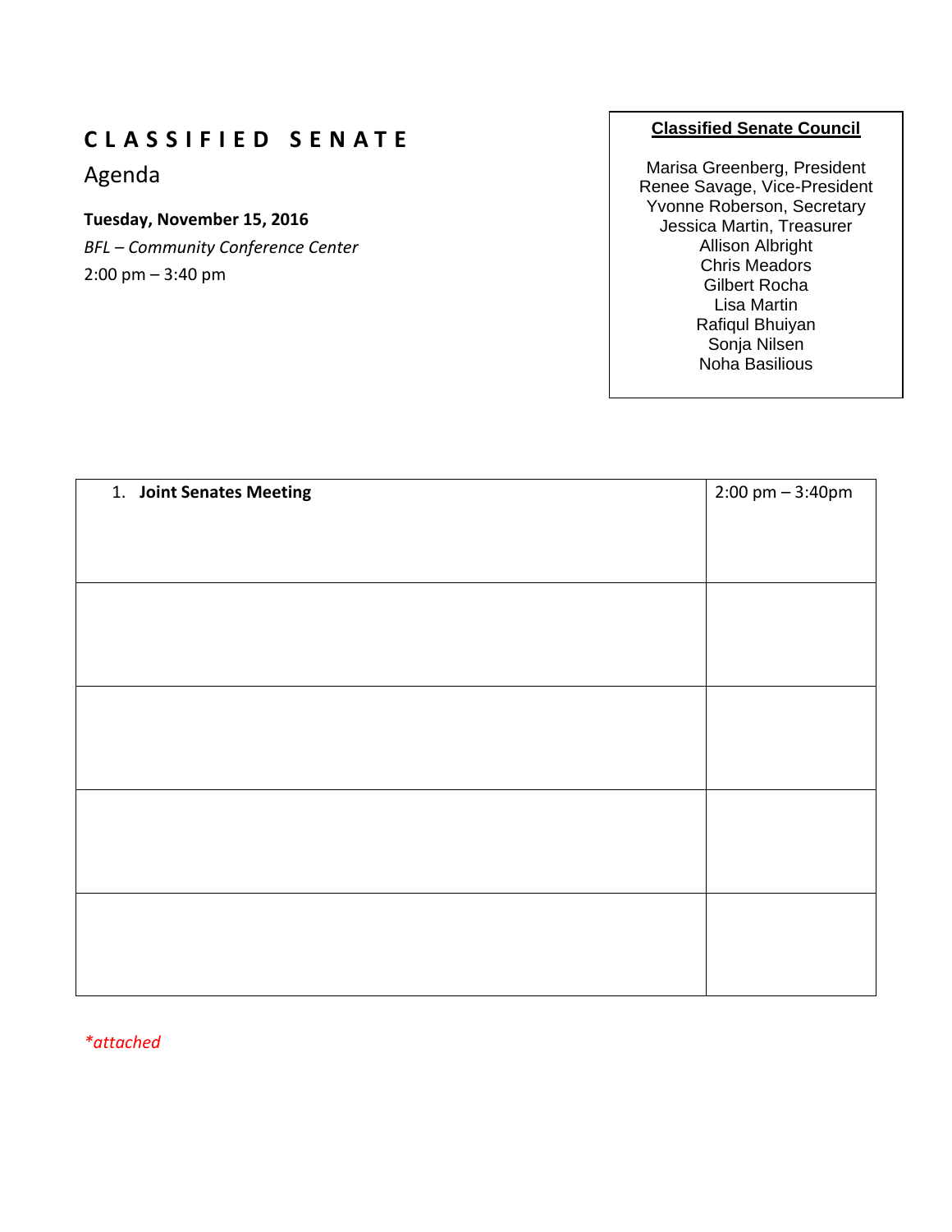# C L A S S I F I E D   S E N A T E

## Agenda

**Tuesday, November 15, 2016**

*BFL – Community Conference Center*

2:00 pm – 3:40 pm

**Classified Senate Council**

Marisa Greenberg, President
Renee Savage, Vice-President
Yvonne Roberson, Secretary
Jessica Martin, Treasurer
Allison Albright
Chris Meadors
Gilbert Rocha
Lisa Martin
Rafiqul Bhuiyan
Sonja Nilsen
Noha Basilious

| | |
|---|---|
| 1. **Joint Senates Meeting** | 2:00 pm – 3:40pm |
| | |
| | |
| | |
| | |

*\*attached*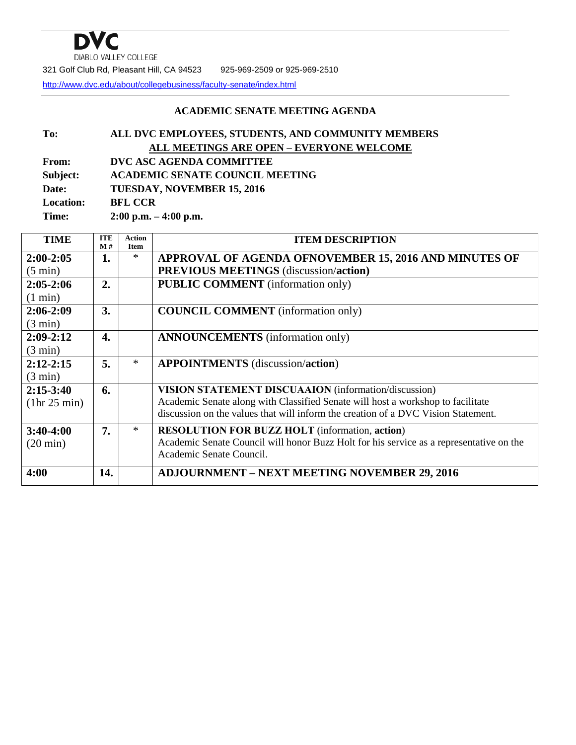**DVC**
DIABLO VALLEY COLLEGE

321 Golf Club Rd, Pleasant Hill, CA 94523     925-969-2509 or 925-969-2510

http://www.dvc.edu/about/collegebusiness/faculty-senate/index.html

## ACADEMIC SENATE MEETING AGENDA

| | |
|---|---|
| **To:** | **ALL DVC EMPLOYEES, STUDENTS, AND COMMUNITY MEMBERS** |
| | **ALL MEETINGS ARE OPEN – EVERYONE WELCOME** |
| **From:** | **DVC ASC AGENDA COMMITTEE** |
| **Subject:** | **ACADEMIC SENATE COUNCIL MEETING** |
| **Date:** | **TUESDAY, NOVEMBER 15, 2016** |
| **Location:** | **BFL CCR** |
| **Time:** | **2:00 p.m. – 4:00 p.m.** |

| TIME | ITEM # | Action Item | ITEM DESCRIPTION |
|---|---|---|---|
| **2:00-2:05** (5 min) | **1.** | * | **APPROVAL OF AGENDA OFNOVEMBER 15, 2016 AND MINUTES OF PREVIOUS MEETINGS** (discussion/**action**) |
| **2:05-2:06** (1 min) | **2.** | | **PUBLIC COMMENT** (information only) |
| **2:06-2:09** (3 min) | **3.** | | **COUNCIL COMMENT** (information only) |
| **2:09-2:12** (3 min) | **4.** | | **ANNOUNCEMENTS** (information only) |
| **2:12-2:15** (3 min) | **5.** | * | **APPOINTMENTS** (discussion/**action**) |
| **2:15-3:40** (1hr 25 min) | **6.** | | **VISION STATEMENT DISCUAAION** (information/discussion) Academic Senate along with Classified Senate will host a workshop to facilitate discussion on the values that will inform the creation of a DVC Vision Statement. |
| **3:40-4:00** (20 min) | **7.** | * | **RESOLUTION FOR BUZZ HOLT** (information, **action**) Academic Senate Council will honor Buzz Holt for his service as a representative on the Academic Senate Council. |
| **4:00** | **14.** | | **ADJOURNMENT – NEXT MEETING NOVEMBER 29, 2016** |